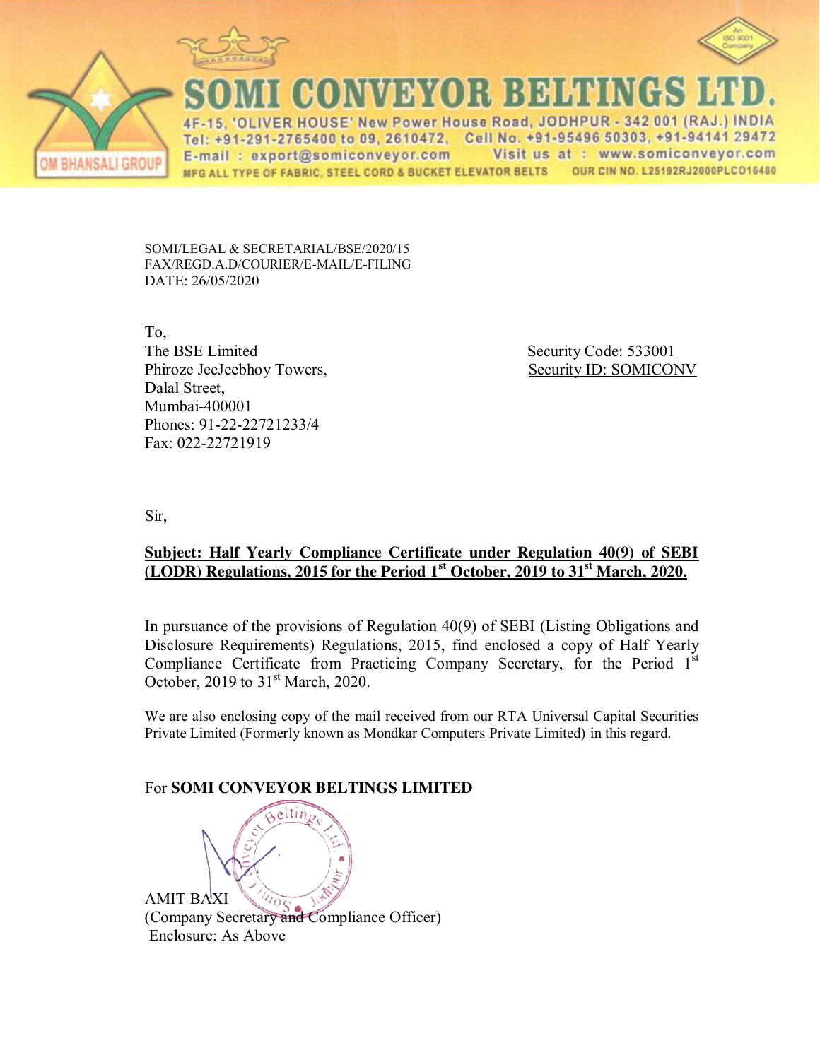# SOMI CONVEYOR BELTINGS LTD.

4F-15, 'OLIVER HOUSE' New Power House Road, JODHPUR - 342 001 (RAJ.) INDIA
Tel: +91-291-2765400 to 09, 2610472, Cell No. +91-95496 50303, +91-94141 29472
E-mail : export@somiconveyor.com Visit us at : www.somiconveyor.com
MFG ALL TYPE OF FABRIC, STEEL CORD & BUCKET ELEVATOR BELTS OUR CIN NO. L25192RJ2000PLCO16480

SOMI/LEGAL & SECRETARIAL/BSE/2020/15
~~FAX/REGD.A.D/COURIER/E-MAIL~~/E-FILING
DATE: 26/05/2020

To,
The BSE Limited
Phiroze JeeJeebhoy Towers,
Dalal Street,
Mumbai-400001
Phones: 91-22-22721233/4
Fax: 022-22721919

Security Code: 533001
Security ID: SOMICONV

Sir,

**Subject: Half Yearly Compliance Certificate under Regulation 40(9) of SEBI (LODR) Regulations, 2015 for the Period 1st October, 2019 to 31st March, 2020.**

In pursuance of the provisions of Regulation 40(9) of SEBI (Listing Obligations and Disclosure Requirements) Regulations, 2015, find enclosed a copy of Half Yearly Compliance Certificate from Practicing Company Secretary, for the Period 1st October, 2019 to 31st March, 2020.

We are also enclosing copy of the mail received from our RTA Universal Capital Securities Private Limited (Formerly known as Mondkar Computers Private Limited) in this regard.

For **SOMI CONVEYOR BELTINGS LIMITED**

AMIT BAXI
(Company Secretary and Compliance Officer)
Enclosure: As Above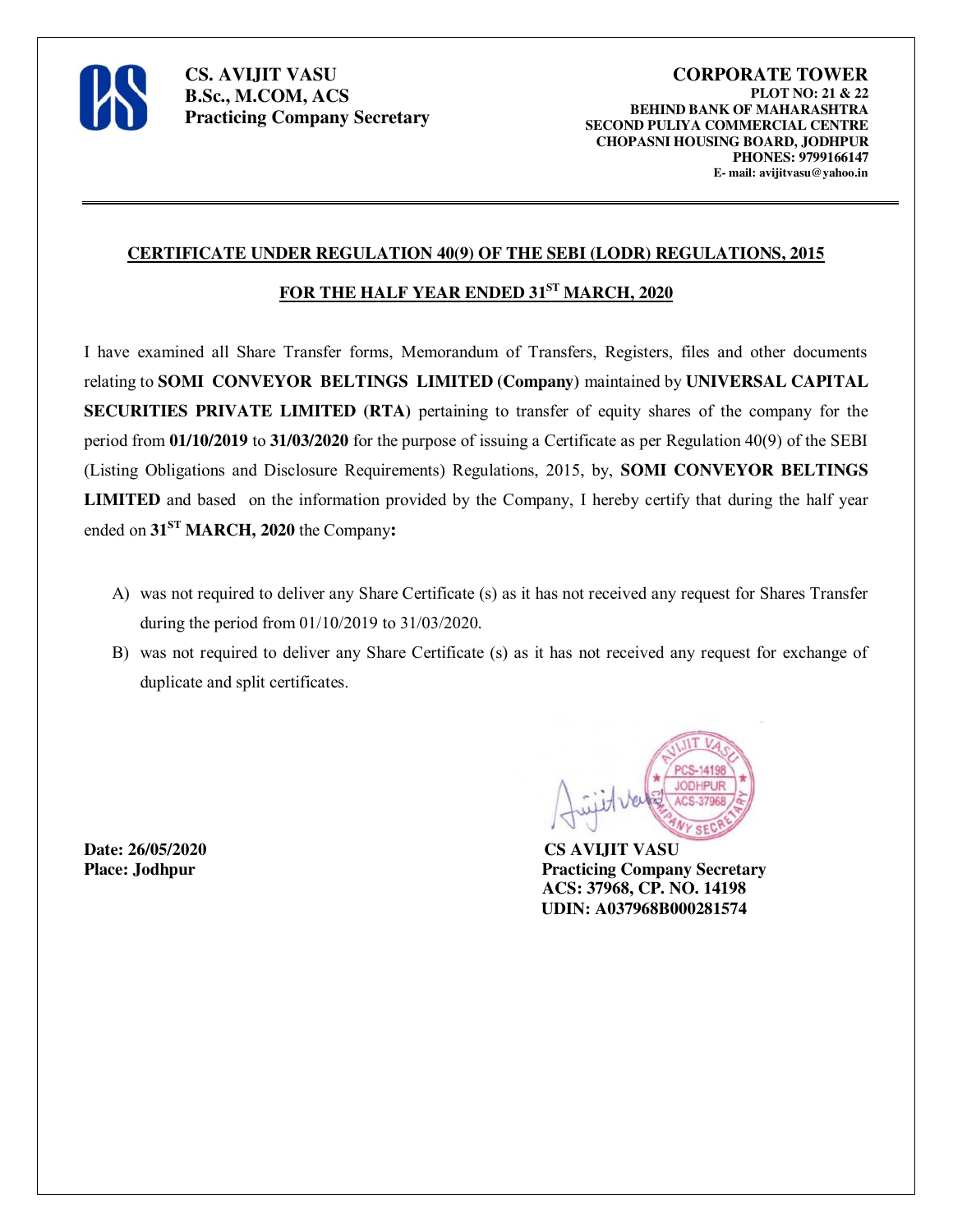**CS. AVIJIT VASU**
**B.Sc., M.COM, ACS**
**Practicing Company Secretary**

**CORPORATE TOWER**
**PLOT NO: 21 & 22**
**BEHIND BANK OF MAHARASHTRA**
**SECOND PULIYA COMMERCIAL CENTRE**
**CHOPASNI HOUSING BOARD, JODHPUR**
**PHONES: 9799166147**
**E- mail: avijitvasu@yahoo.in**

---

## CERTIFICATE UNDER REGULATION 40(9) OF THE SEBI (LODR) REGULATIONS, 2015

## FOR THE HALF YEAR ENDED 31ST MARCH, 2020

I have examined all Share Transfer forms, Memorandum of Transfers, Registers, files and other documents relating to **SOMI CONVEYOR BELTINGS LIMITED (Company)** maintained by **UNIVERSAL CAPITAL SECURITIES PRIVATE LIMITED (RTA)** pertaining to transfer of equity shares of the company for the period from **01/10/2019** to **31/03/2020** for the purpose of issuing a Certificate as per Regulation 40(9) of the SEBI (Listing Obligations and Disclosure Requirements) Regulations, 2015, by, **SOMI CONVEYOR BELTINGS LIMITED** and based on the information provided by the Company, I hereby certify that during the half year ended on **31ST MARCH, 2020** the Company**:**

A) was not required to deliver any Share Certificate (s) as it has not received any request for Shares Transfer during the period from 01/10/2019 to 31/03/2020.

B) was not required to deliver any Share Certificate (s) as it has not received any request for exchange of duplicate and split certificates.

**Date: 26/05/2020**
**Place: Jodhpur**

**CS AVIJIT VASU**
**Practicing Company Secretary**
**ACS: 37968, CP. NO. 14198**
**UDIN: A037968B000281574**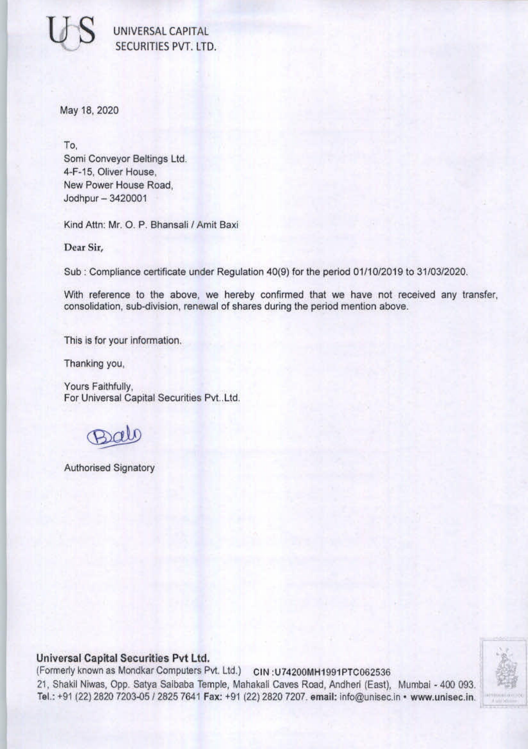UNIVERSAL CAPITAL
SECURITIES PVT. LTD.

May 18, 2020

To,
Somi Conveyor Beltings Ltd.
4-F-15, Oliver House,
New Power House Road,
Jodhpur – 3420001

Kind Attn: Mr. O. P. Bhansali / Amit Baxi

Dear Sir,

Sub : Compliance certificate under Regulation 40(9) for the period 01/10/2019 to 31/03/2020.

With reference to the above, we hereby confirmed that we have not received any transfer, consolidation, sub-division, renewal of shares during the period mention above.

This is for your information.

Thanking you,

Yours Faithfully,
For Universal Capital Securities Pvt..Ltd.

Authorised Signatory

**Universal Capital Securities Pvt Ltd.**
(Formerly known as Mondkar Computers Pvt. Ltd.) **CIN :U74200MH1991PTC062536**
21, Shakil Niwas, Opp. Satya Saibaba Temple, Mahakali Caves Road, Andheri (East), Mumbai - 400 093.
**Tel.:** +91 (22) 2820 7203-05 / 2825 7641 **Fax:** +91 (22) 2820 7207. **email:** info@unisec.in • **www.unisec.in**.